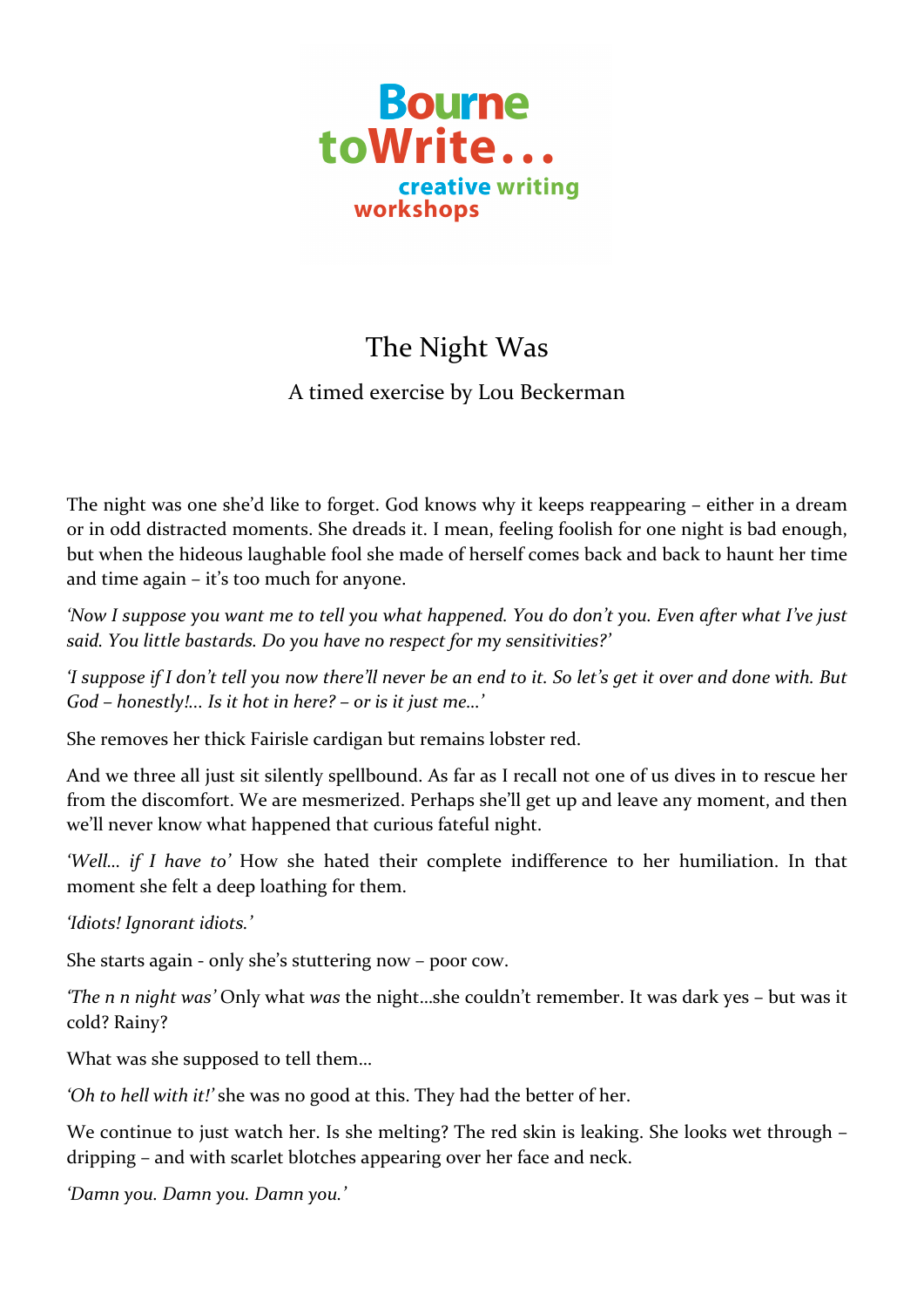Bourne toWrite... creative writing workshops

# The Night Was

A timed exercise by Lou Beckerman

The night was one she'd like to forget. God knows why it keeps reappearing – either in a dream or in odd distracted moments. She dreads it. I mean, feeling foolish for one night is bad enough, but when the hideous laughable fool she made of herself comes back and back to haunt her time and time again – it's too much for anyone.

*'Now I suppose you want me to tell you what happened. You do don't you. Even after what I've just said. You little bastards. Do you have no respect for my sensitivities?'*

*'I suppose if I don't tell you now there'll never be an end to it. So let's get it over and done with. But God – honestly!... Is it hot in here? – or is it just me...'*

She removes her thick Fairisle cardigan but remains lobster red.

And we three all just sit silently spellbound. As far as I recall not one of us dives in to rescue her from the discomfort. We are mesmerized. Perhaps she'll get up and leave any moment, and then we'll never know what happened that curious fateful night.

*'Well... if I have to'* How she hated their complete indifference to her humiliation. In that moment she felt a deep loathing for them.

*'Idiots! Ignorant idiots.'*

She starts again - only she's stuttering now – poor cow.

*'The n n night was'* Only what *was* the night...she couldn't remember. It was dark yes – but was it cold? Rainy?

What was she supposed to tell them...

*'Oh to hell with it!'* she was no good at this. They had the better of her.

We continue to just watch her. Is she melting? The red skin is leaking. She looks wet through – dripping – and with scarlet blotches appearing over her face and neck.

*'Damn you. Damn you. Damn you.'*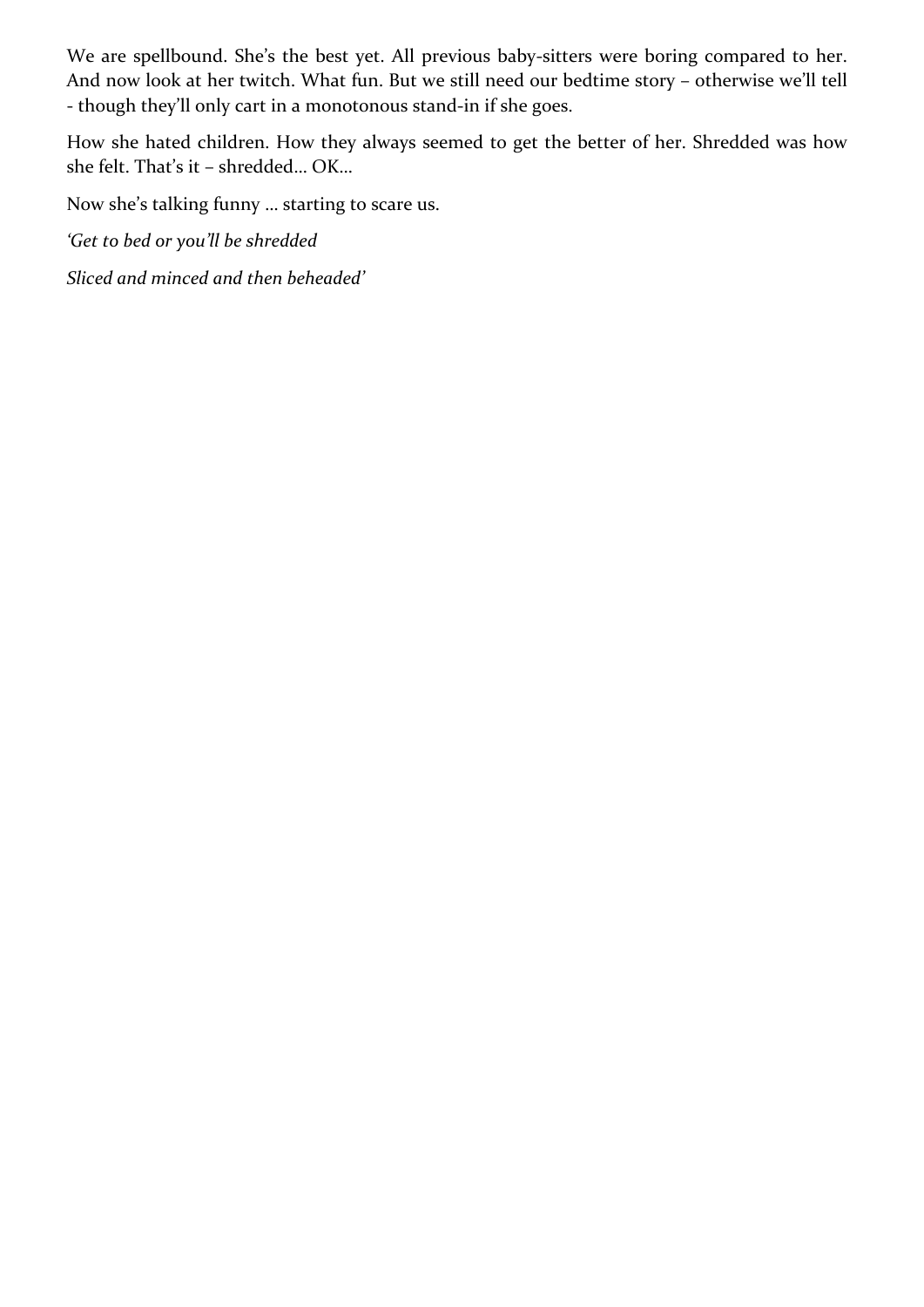We are spellbound. She's the best yet. All previous baby-sitters were boring compared to her. And now look at her twitch. What fun. But we still need our bedtime story – otherwise we'll tell - though they'll only cart in a monotonous stand-in if she goes.

How she hated children. How they always seemed to get the better of her. Shredded was how she felt. That's it – shredded… OK…

Now she's talking funny … starting to scare us.

*'Get to bed or you'll be shredded*

*Sliced and minced and then beheaded'*